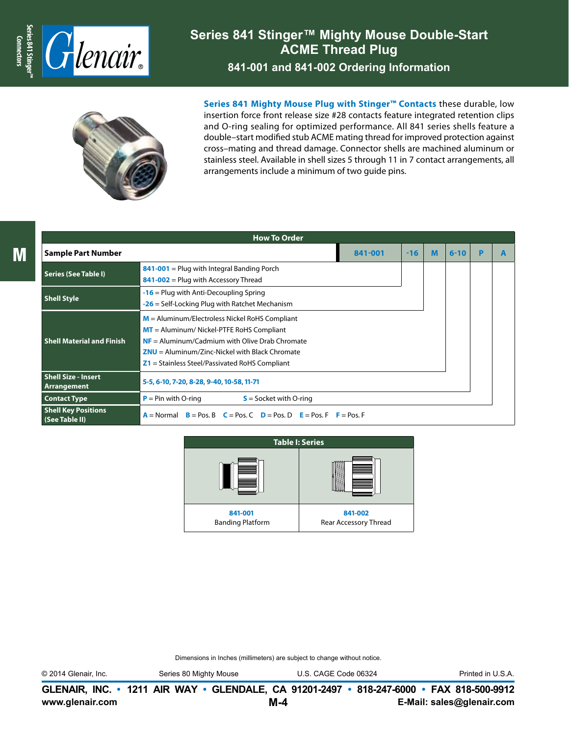# Series 841 Stinger™ Mighty Mouse Double-Start ACME Thread Plug

## 841-001 and 841-002 Ordering Information

**Series 841 Mighty Mouse Plug with Stinger™ Contacts** these durable, low insertion force front release size #28 contacts feature integrated retention clips and O-ring sealing for optimized performance. All 841 series shells feature a double–start modified stub ACME mating thread for improved protection against cross–mating and thread damage. Connector shells are machined aluminum or stainless steel. Available in shell sizes 5 through 11 in 7 contact arrangements, all arrangements include a minimum of two guide pins.

### How To Order

| Sample Part Number | 841-001 | -16 | M | 6-10 | P | A |
|---|---|---|---|---|---|---|
| **Series (See Table I)** | **841-001** = Plug with Integral Banding Porch<br>**841-002** = Plug with Accessory Thread | | | | | |
| **Shell Style** | **-16** = Plug with Anti-Decoupling Spring<br>**-26** = Self-Locking Plug with Ratchet Mechanism | | | | | |
| **Shell Material and Finish** | **M** = Aluminum/Electroless Nickel RoHS Compliant<br>**MT** = Aluminum/ Nickel-PTFE RoHS Compliant<br>**NF** = Aluminum/Cadmium with Olive Drab Chromate<br>**ZNU** = Aluminum/Zinc-Nickel with Black Chromate<br>**Z1** = Stainless Steel/Passivated RoHS Compliant | | | | | |
| **Shell Size - Insert Arrangement** | **5-5, 6-10, 7-20, 8-28, 9-40, 10-58, 11-71** | | | | | |
| **Contact Type** | **P** = Pin with O-ring **S** = Socket with O-ring | | | | | |
| **Shell Key Positions (See Table II)** | **A** = Normal **B** = Pos. B **C** = Pos. C **D** = Pos. D **E** = Pos. F **F** = Pos. F | | | | | |

### Table I: Series

| 841-001 | 841-002 |
|---|---|
| Banding Platform | Rear Accessory Thread |

Dimensions in Inches (millimeters) are subject to change without notice.

© 2014 Glenair, Inc. Series 80 Mighty Mouse U.S. CAGE Code 06324 Printed in U.S.A.

**GLENAIR, INC. • 1211 AIR WAY • GLENDALE, CA 91201-2497 • 818-247-6000 • FAX 818-500-9912**
**www.glenair.com** **E-Mail: sales@glenair.com**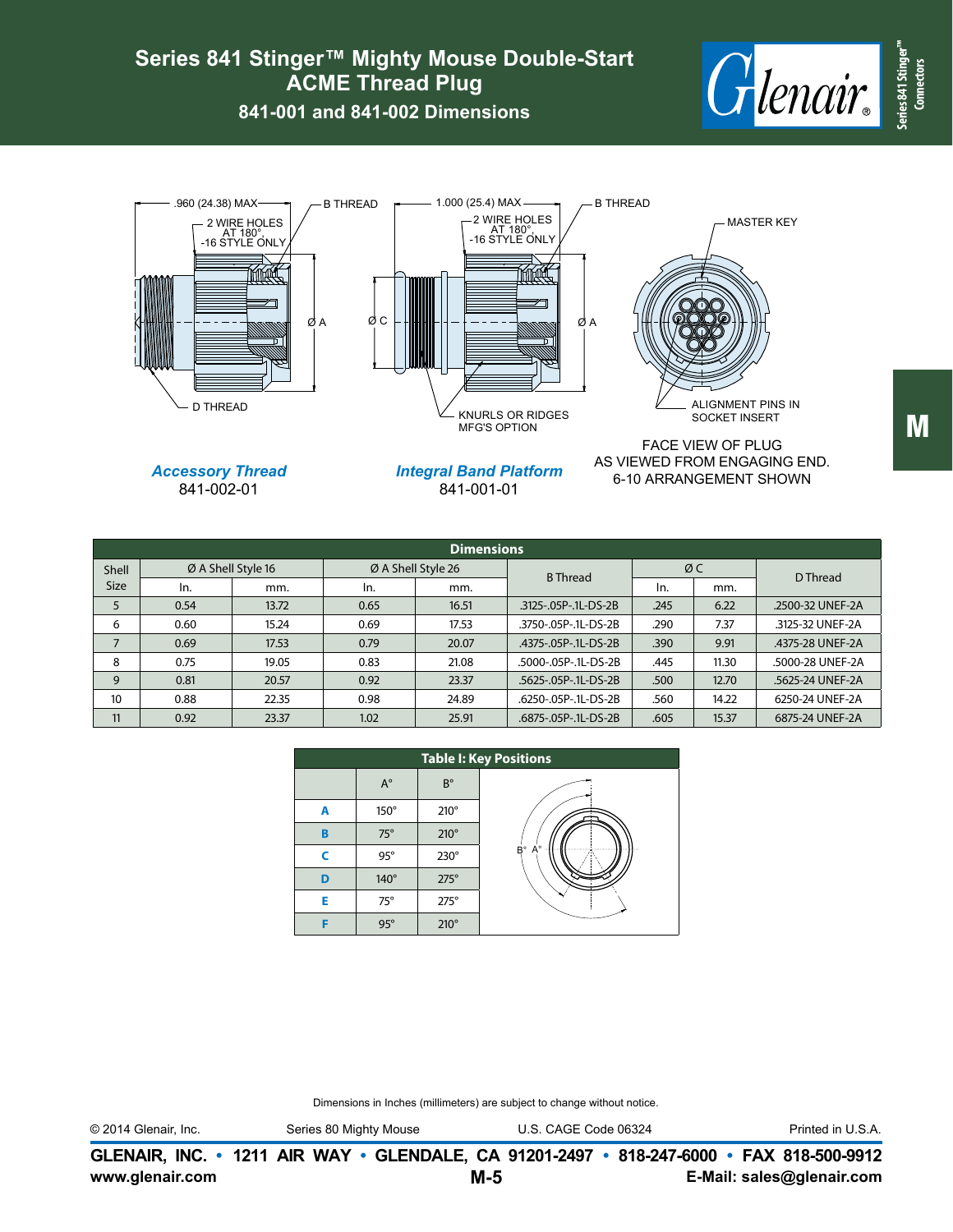# Series 841 Stinger™ Mighty Mouse Double-Start ACME Thread Plug

## 841-001 and 841-002 Dimensions

.960 (24.38) MAX
B THREAD
2 WIRE HOLES AT 180°, -16 STYLE ONLY
Ø A
D THREAD

*Accessory Thread*
841-002-01

1.000 (25.4) MAX
B THREAD
2 WIRE HOLES AT 180°, -16 STYLE ONLY
Ø C
Ø A
KNURLS OR RIDGES MFG'S OPTION

*Integral Band Platform*
841-001-01

MASTER KEY
ALIGNMENT PINS IN SOCKET INSERT

FACE VIEW OF PLUG AS VIEWED FROM ENGAGING END. 6-10 ARRANGEMENT SHOWN

| Dimensions | | | | | | | | |
|---|---|---|---|---|---|---|---|---|
| Shell Size | Ø A Shell Style 16 | | Ø A Shell Style 26 | | B Thread | Ø C | | D Thread |
| | In. | mm. | In. | mm. | | In. | mm. | |
| 5 | 0.54 | 13.72 | 0.65 | 16.51 | .3125-.05P-.1L-DS-2B | .245 | 6.22 | .2500-32 UNEF-2A |
| 6 | 0.60 | 15.24 | 0.69 | 17.53 | .3750-.05P-.1L-DS-2B | .290 | 7.37 | .3125-32 UNEF-2A |
| 7 | 0.69 | 17.53 | 0.79 | 20.07 | .4375-.05P-.1L-DS-2B | .390 | 9.91 | .4375-28 UNEF-2A |
| 8 | 0.75 | 19.05 | 0.83 | 21.08 | .5000-.05P-.1L-DS-2B | .445 | 11.30 | .5000-28 UNEF-2A |
| 9 | 0.81 | 20.57 | 0.92 | 23.37 | .5625-.05P-.1L-DS-2B | .500 | 12.70 | .5625-24 UNEF-2A |
| 10 | 0.88 | 22.35 | 0.98 | 24.89 | .6250-.05P-.1L-DS-2B | .560 | 14.22 | 6250-24 UNEF-2A |
| 11 | 0.92 | 23.37 | 1.02 | 25.91 | .6875-.05P-.1L-DS-2B | .605 | 15.37 | 6875-24 UNEF-2A |

| Table I: Key Positions | | |
|---|---|---|
| | A° | B° |
| **A** | 150° | 210° |
| **B** | 75° | 210° |
| **C** | 95° | 230° |
| **D** | 140° | 275° |
| **E** | 75° | 275° |
| **F** | 95° | 210° |

B° A°

Dimensions in Inches (millimeters) are subject to change without notice.

© 2014 Glenair, Inc. Series 80 Mighty Mouse U.S. CAGE Code 06324 Printed in U.S.A.

**GLENAIR, INC. • 1211 AIR WAY • GLENDALE, CA 91201-2497 • 818-247-6000 • FAX 818-500-9912**
**www.glenair.com** **E-Mail: sales@glenair.com**